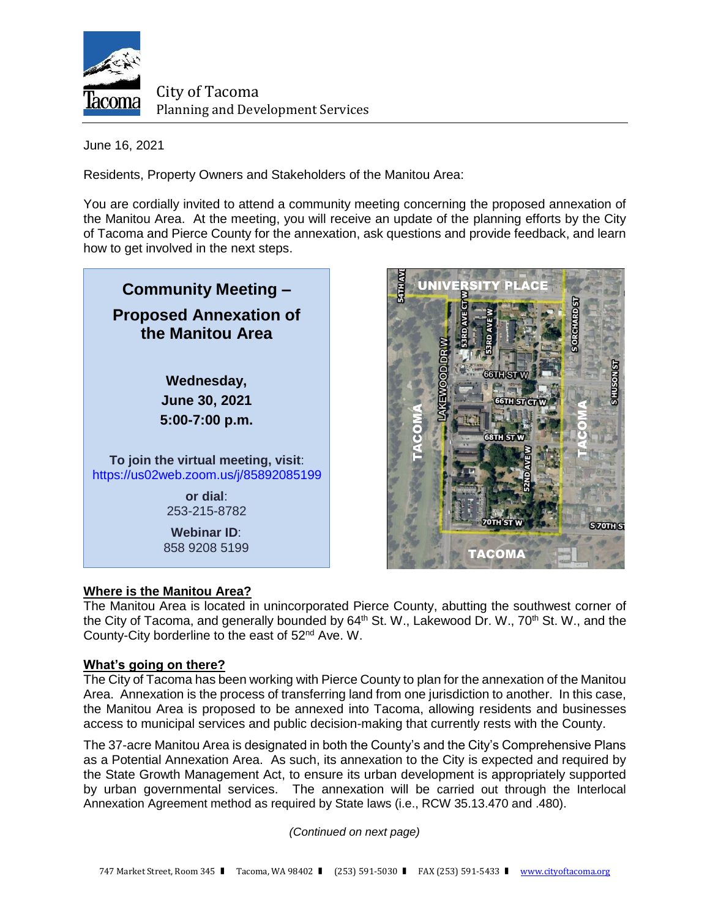City of Tacoma
Planning and Development Services

June 16, 2021

Residents, Property Owners and Stakeholders of the Manitou Area:

You are cordially invited to attend a community meeting concerning the proposed annexation of the Manitou Area. At the meeting, you will receive an update of the planning efforts by the City of Tacoma and Pierce County for the annexation, ask questions and provide feedback, and learn how to get involved in the next steps.

**Community Meeting – Proposed Annexation of the Manitou Area**

**Wednesday, June 30, 2021**
**5:00-7:00 p.m.**

**To join the virtual meeting, visit**: https://us02web.zoom.us/j/85892085199

**or dial**: 253-215-8782

**Webinar ID**: 858 9208 5199

## Where is the Manitou Area?

The Manitou Area is located in unincorporated Pierce County, abutting the southwest corner of the City of Tacoma, and generally bounded by 64th St. W., Lakewood Dr. W., 70th St. W., and the County-City borderline to the east of 52nd Ave. W.

## What's going on there?

The City of Tacoma has been working with Pierce County to plan for the annexation of the Manitou Area. Annexation is the process of transferring land from one jurisdiction to another. In this case, the Manitou Area is proposed to be annexed into Tacoma, allowing residents and businesses access to municipal services and public decision-making that currently rests with the County.

The 37-acre Manitou Area is designated in both the County's and the City's Comprehensive Plans as a Potential Annexation Area. As such, its annexation to the City is expected and required by the State Growth Management Act, to ensure its urban development is appropriately supported by urban governmental services. The annexation will be carried out through the Interlocal Annexation Agreement method as required by State laws (i.e., RCW 35.13.470 and .480).

*(Continued on next page)*

747 Market Street, Room 345 | Tacoma, WA 98402 | (253) 591-5030 | FAX (253) 591-5433 | www.cityoftacoma.org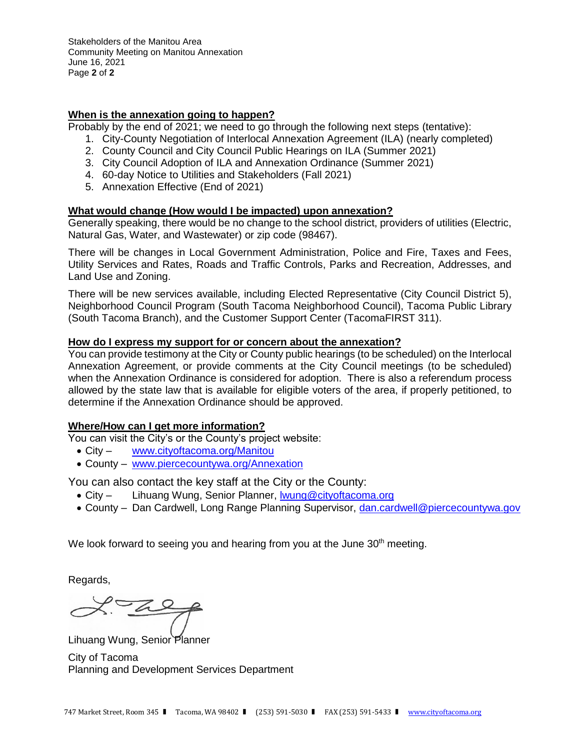**When is the annexation going to happen?**

Probably by the end of 2021; we need to go through the following next steps (tentative):

1. City-County Negotiation of Interlocal Annexation Agreement (ILA) (nearly completed)
2. County Council and City Council Public Hearings on ILA (Summer 2021)
3. City Council Adoption of ILA and Annexation Ordinance (Summer 2021)
4. 60-day Notice to Utilities and Stakeholders (Fall 2021)
5. Annexation Effective (End of 2021)

**What would change (How would I be impacted) upon annexation?**

Generally speaking, there would be no change to the school district, providers of utilities (Electric, Natural Gas, Water, and Wastewater) or zip code (98467).

There will be changes in Local Government Administration, Police and Fire, Taxes and Fees, Utility Services and Rates, Roads and Traffic Controls, Parks and Recreation, Addresses, and Land Use and Zoning.

There will be new services available, including Elected Representative (City Council District 5), Neighborhood Council Program (South Tacoma Neighborhood Council), Tacoma Public Library (South Tacoma Branch), and the Customer Support Center (TacomaFIRST 311).

**How do I express my support for or concern about the annexation?**

You can provide testimony at the City or County public hearings (to be scheduled) on the Interlocal Annexation Agreement, or provide comments at the City Council meetings (to be scheduled) when the Annexation Ordinance is considered for adoption. There is also a referendum process allowed by the state law that is available for eligible voters of the area, if properly petitioned, to determine if the Annexation Ordinance should be approved.

**Where/How can I get more information?**

You can visit the City's or the County's project website:

- City – www.cityoftacoma.org/Manitou
- County – www.piercecountywa.org/Annexation

You can also contact the key staff at the City or the County:

- City – Lihuang Wung, Senior Planner, lwung@cityoftacoma.org
- County – Dan Cardwell, Long Range Planning Supervisor, dan.cardwell@piercecountywa.gov

We look forward to seeing you and hearing from you at the June 30th meeting.

Regards,

Lihuang Wung, Senior Planner

City of Tacoma
Planning and Development Services Department